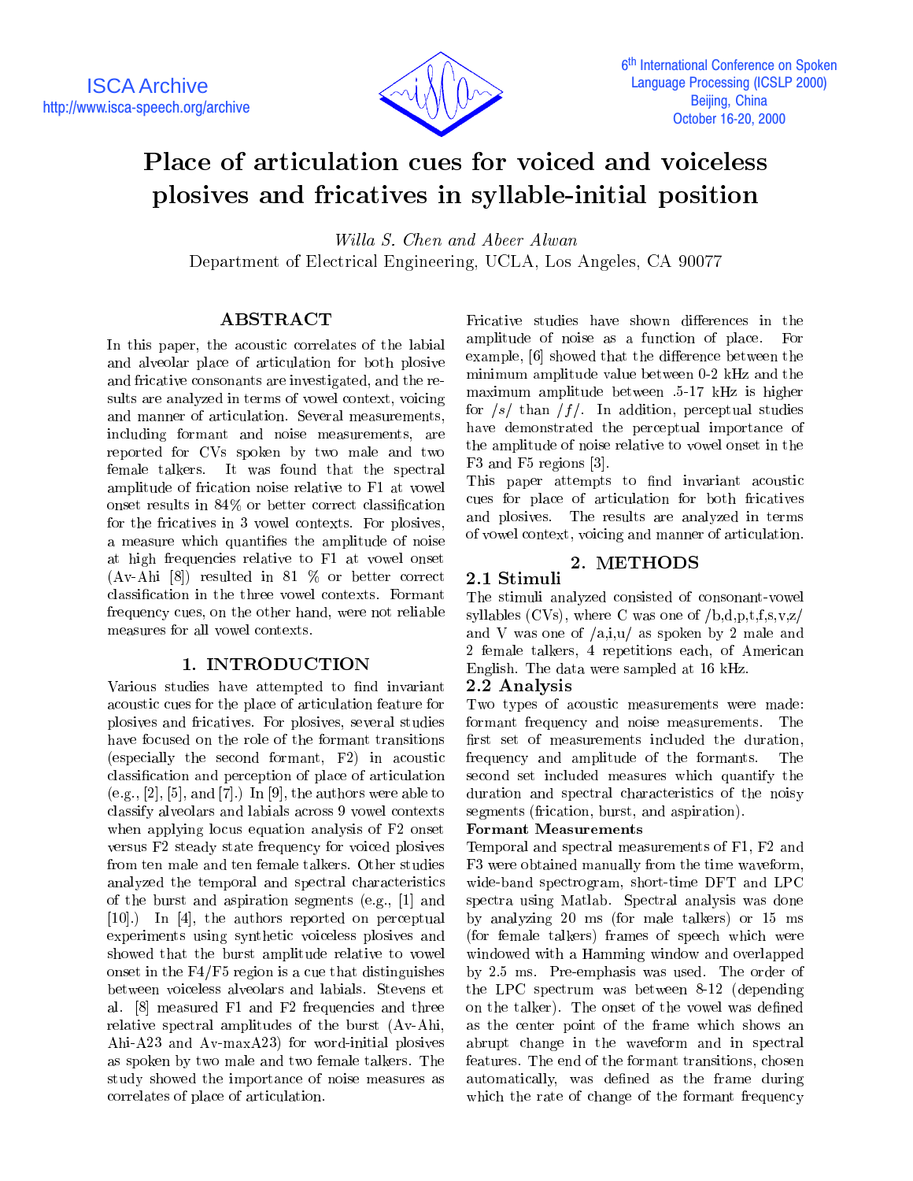# Place of articulation cues for voiced and voiceless plosives and fricatives in syllable-initial position

*Willa S. Chen and Abeer Alwan*

Department of Electrical Engineering, UCLA, Los Angeles, CA 90077

## ABSTRACT

In this paper, the acoustic correlates of the labial and alveolar place of articulation for both plosive and fricative consonants are investigated, and the results are analyzed in terms of vowel context, voicing and manner of articulation. Several measurements, including formant and noise measurements, are reported for CVs spoken by two male and two female talkers. It was found that the spectral amplitude of frication noise relative to F1 at vowel onset results in 84% or better correct classification for the fricatives in 3 vowel contexts. For plosives, a measure which quantifies the amplitude of noise at high frequencies relative to F1 at vowel onset (Av-Ahi [8]) resulted in 81 % or better correct classification in the three vowel contexts. Formant frequency cues, on the other hand, were not reliable measures for all vowel contexts.

## 1. INTRODUCTION

Various studies have attempted to find invariant acoustic cues for the place of articulation feature for plosives and fricatives. For plosives, several studies have focused on the role of the formant transitions (especially the second formant, F2) in acoustic classification and perception of place of articulation (e.g., [2], [5], and [7].) In [9], the authors were able to classify alveolars and labials across 9 vowel contexts when applying locus equation analysis of F2 onset versus F2 steady state frequency for voiced plosives from ten male and ten female talkers. Other studies analyzed the temporal and spectral characteristics of the burst and aspiration segments (e.g., [1] and [10].) In [4], the authors reported on perceptual experiments using synthetic voiceless plosives and showed that the burst amplitude relative to vowel onset in the F4/F5 region is a cue that distinguishes between voiceless alveolars and labials. Stevens et al. [8] measured F1 and F2 frequencies and three relative spectral amplitudes of the burst (Av-Ahi, Ahi-A23 and Av-maxA23) for word-initial plosives as spoken by two male and two female talkers. The study showed the importance of noise measures as correlates of place of articulation.

Fricative studies have shown differences in the amplitude of noise as a function of place. For example, [6] showed that the difference between the minimum amplitude value between 0-2 kHz and the maximum amplitude between .5-17 kHz is higher for /s/ than /f/. In addition, perceptual studies have demonstrated the perceptual importance of the amplitude of noise relative to vowel onset in the F3 and F5 regions [3].

This paper attempts to find invariant acoustic cues for place of articulation for both fricatives and plosives. The results are analyzed in terms of vowel context, voicing and manner of articulation.

## 2. METHODS

### 2.1 Stimuli

The stimuli analyzed consisted of consonant-vowel syllables (CVs), where C was one of /b,d,p,t,f,s,v,z/ and V was one of /a,i,u/ as spoken by 2 male and 2 female talkers, 4 repetitions each, of American English. The data were sampled at 16 kHz.

### 2.2 Analysis

Two types of acoustic measurements were made: formant frequency and noise measurements. The first set of measurements included the duration, frequency and amplitude of the formants. The second set included measures which quantify the duration and spectral characteristics of the noisy segments (frication, burst, and aspiration).

**Formant Measurements**

Temporal and spectral measurements of F1, F2 and F3 were obtained manually from the time waveform, wide-band spectrogram, short-time DFT and LPC spectra using Matlab. Spectral analysis was done by analyzing 20 ms (for male talkers) or 15 ms (for female talkers) frames of speech which were windowed with a Hamming window and overlapped by 2.5 ms. Pre-emphasis was used. The order of the LPC spectrum was between 8-12 (depending on the talker). The onset of the vowel was defined as the center point of the frame which shows an abrupt change in the waveform and in spectral features. The end of the formant transitions, chosen automatically, was defined as the frame during which the rate of change of the formant frequency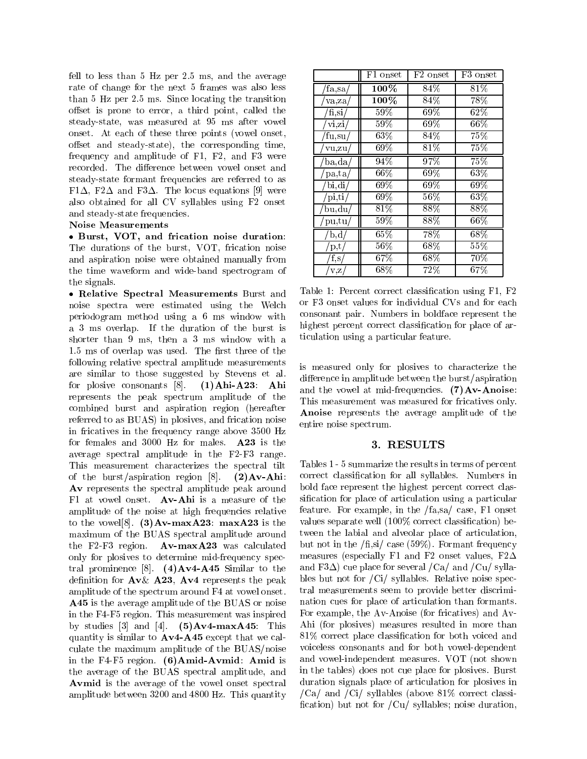fell to less than 5 Hz per 2.5 ms, and the average rate of change for the next 5 frames was also less than 5 Hz per 2.5 ms. Since locating the transition offset is prone to error, a third point, called the steady-state, was measured at 95 ms after vowel onset. At each of these three points (vowel onset, offset and steady-state), the corresponding time, frequency and amplitude of F1, F2, and F3 were recorded. The difference between vowel onset and steady-state formant frequencies are referred to as F1$\Delta$, F2$\Delta$ and F3$\Delta$. The locus equations [9] were also obtained for all CV syllables using F2 onset and steady-state frequencies.

**Noise Measurements**

• **Burst, VOT, and frication noise duration**: The durations of the burst, VOT, frication noise and aspiration noise were obtained manually from the time waveform and wide-band spectrogram of the signals.

• **Relative Spectral Measurements** Burst and noise spectra were estimated using the Welch periodogram method using a 6 ms window with a 3 ms overlap. If the duration of the burst is shorter than 9 ms, then a 3 ms window with a 1.5 ms of overlap was used. The first three of the following relative spectral amplitude measurements are similar to those suggested by Stevens et al. for plosive consonants [8]. **(1)Ahi-A23**: **Ahi** represents the peak spectrum amplitude of the combined burst and aspiration region (hereafter referred to as BUAS) in plosives, and frication noise in fricatives in the frequency range above 3500 Hz for females and 3000 Hz for males. **A23** is the average spectral amplitude in the F2-F3 range. This measurement characterizes the spectral tilt of the burst/aspiration region [8]. **(2)Av-Ahi**: **Av** represents the spectral amplitude peak around F1 at vowel onset. **Av-Ahi** is a measure of the amplitude of the noise at high frequencies relative to the vowel[8]. **(3)Av-maxA23**: **maxA23** is the maximum of the BUAS spectral amplitude around the F2-F3 region. **Av-maxA23** was calculated only for plosives to determine mid-frequency spectral prominence [8]. **(4)Av4-A45** Similar to the definition for **Av**& **A23**, **Av4** represents the peak amplitude of the spectrum around F4 at vowel onset. **A45** is the average amplitude of the BUAS or noise in the F4-F5 region. This measurement was inspired by studies [3] and [4]. **(5)Av4-maxA45**: This quantity is similar to **Av4-A45** except that we calculate the maximum amplitude of the BUAS/noise in the F4-F5 region. **(6)Amid-Avmid**: **Amid** is the average of the BUAS spectral amplitude, and **Avmid** is the average of the vowel onset spectral amplitude between 3200 and 4800 Hz. This quantity is measured only for plosives to characterize the difference in amplitude between the burst/aspiration and the vowel at mid-frequencies. **(7)Av-Anoise**: This measurement was measured for fricatives only. **Anoise** represents the average amplitude of the entire noise spectrum.

| | F1 onset | F2 onset | F3 onset |
|---|---|---|---|
| /fa,sa/ | **100%** | 84% | 81% |
| /va,za/ | **100%** | 84% | 78% |
| /fi,si/ | 59% | 69% | 62% |
| /vi,zi/ | 59% | 69% | 66% |
| /fu,su/ | 63% | 84% | 75% |
| /vu,zu/ | 69% | 81% | 75% |
| /ba,da/ | 94% | 97% | 75% |
| /pa,ta/ | 66% | 69% | 63% |
| /bi,di/ | 69% | 69% | 69% |
| /pi,ti/ | 69% | 56% | 63% |
| /bu,du/ | 81% | 88% | 88% |
| /pu,tu/ | 59% | 88% | 66% |
| /b,d/ | 65% | 78% | 68% |
| /p,t/ | 56% | 68% | 55% |
| /f,s/ | 67% | 68% | 70% |
| /v,z/ | 68% | 72% | 67% |

Table 1: Percent correct classification using F1, F2 or F3 onset values for individual CVs and for each consonant pair. Numbers in boldface represent the highest percent correct classification for place of articulation using a particular feature.

## 3. RESULTS

Tables 1 - 5 summarize the results in terms of percent correct classification for all syllables. Numbers in bold face represent the highest percent correct classification for place of articulation using a particular feature. For example, in the /fa,sa/ case, F1 onset values separate well (100% correct classification) between the labial and alveolar place of articulation, but not in the /fi,si/ case (59%). Formant frequency measures (especially F1 and F2 onset values, F2$\Delta$ and F3$\Delta$) cue place for several /Ca/ and /Cu/ syllables but not for /Ci/ syllables. Relative noise spectral measurements seem to provide better discrimination cues for place of articulation than formants. For example, the Av-Anoise (for fricatives) and Av-Ahi (for plosives) measures resulted in more than 81% correct place classification for both voiced and voiceless consonants and for both vowel-dependent and vowel-independent measures. VOT (not shown in the tables) does not cue place for plosives. Burst duration signals place of articulation for plosives in /Ca/ and /Ci/ syllables (above 81% correct classification) but not for /Cu/ syllables; noise duration,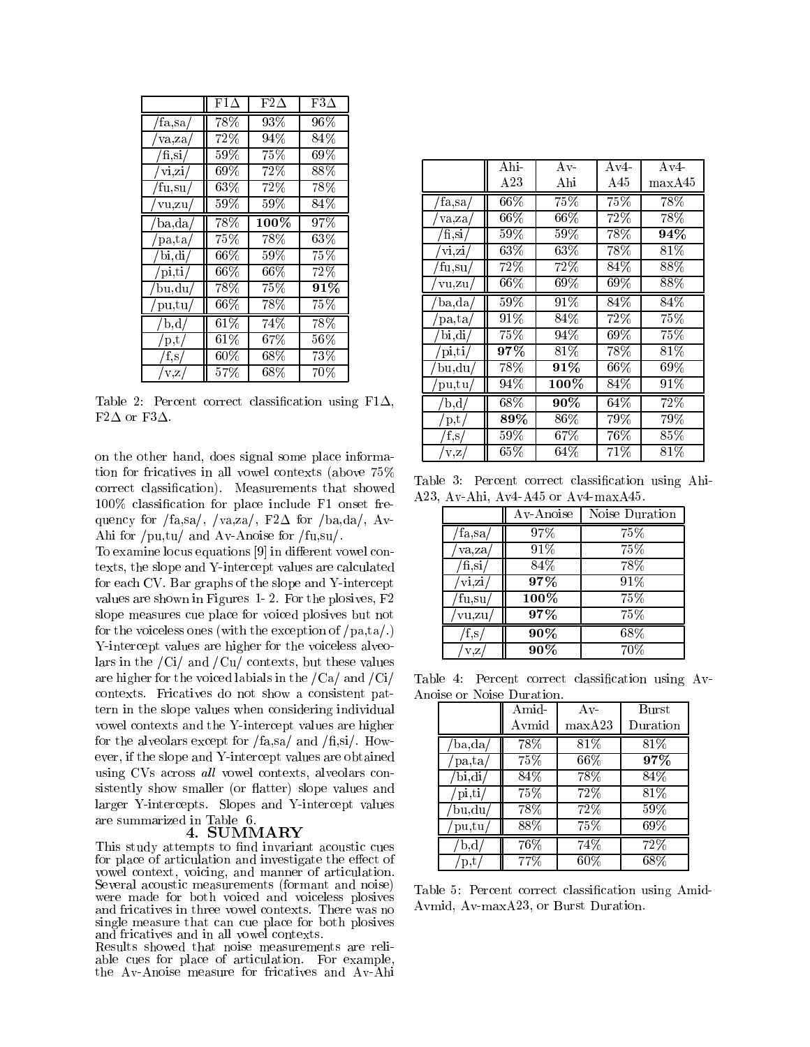|  | F1Δ | F2Δ | F3Δ |
|---|---|---|---|
| /fa,sa/ | 78% | 93% | 96% |
| /va,za/ | 72% | 94% | 84% |
| /fi,si/ | 59% | 75% | 69% |
| /vi,zi/ | 69% | 72% | 88% |
| /fu,su/ | 63% | 72% | 78% |
| /vu,zu/ | 59% | 59% | 84% |
| /ba,da/ | 78% | **100%** | 97% |
| /pa,ta/ | 75% | 78% | 63% |
| /bi,di/ | 66% | 59% | 75% |
| /pi,ti/ | 66% | 66% | 72% |
| /bu,du/ | 78% | 75% | **91%** |
| /pu,tu/ | 66% | 78% | 75% |
| /b,d/ | 61% | 74% | 78% |
| /p,t/ | 61% | 67% | 56% |
| /f,s/ | 60% | 68% | 73% |
| /v,z/ | 57% | 68% | 70% |

Table 2: Percent correct classification using F1Δ, F2Δ or F3Δ.

on the other hand, does signal some place information for fricatives in all vowel contexts (above 75% correct classification). Measurements that showed 100% classification for place include F1 onset frequency for /fa,sa/, /va,za/, F2Δ for /ba,da/, Av-Ahi for /pu,tu/ and Av-Anoise for /fu,su/.

To examine locus equations [9] in different vowel contexts, the slope and Y-intercept values are calculated for each CV. Bar graphs of the slope and Y-intercept values are shown in Figures 1- 2. For the plosives, F2 slope measures cue place for voiced plosives but not for the voiceless ones (with the exception of /pa,ta/.) Y-intercept values are higher for the voiceless alveolars in the /Ci/ and /Cu/ contexts, but these values are higher for the voiced labials in the /Ca/ and /Ci/ contexts. Fricatives do not show a consistent pattern in the slope values when considering individual vowel contexts and the Y-intercept values are higher for the alveolars except for /fa,sa/ and /fi,si/. However, if the slope and Y-intercept values are obtained using CVs across *all* vowel contexts, alveolars consistently show smaller (or flatter) slope values and larger Y-intercepts. Slopes and Y-intercept values are summarized in Table 6.

## 4. SUMMARY

This study attempts to find invariant acoustic cues for place of articulation and investigate the effect of vowel context, voicing, and manner of articulation. Several acoustic measurements (formant and noise) were made for both voiced and voiceless plosives and fricatives in three vowel contexts. There was no single measure that can cue place for both plosives and fricatives and in all vowel contexts.

Results showed that noise measurements are reliable cues for place of articulation. For example, the Av-Anoise measure for fricatives and Av-Ahi

|  | Ahi-A23 | Av-Ahi | Av4-A45 | Av4-maxA45 |
|---|---|---|---|---|
| /fa,sa/ | 66% | 75% | 75% | 78% |
| /va,za/ | 66% | 66% | 72% | 78% |
| /fi,si/ | 59% | 59% | 78% | **94%** |
| /vi,zi/ | 63% | 63% | 78% | 81% |
| /fu,su/ | 72% | 72% | 84% | 88% |
| /vu,zu/ | 66% | 69% | 69% | 88% |
| /ba,da/ | 59% | 91% | 84% | 84% |
| /pa,ta/ | 91% | 84% | 72% | 75% |
| /bi,di/ | 75% | 94% | 69% | 75% |
| /pi,ti/ | **97%** | 81% | 78% | 81% |
| /bu,du/ | 78% | **91%** | 66% | 69% |
| /pu,tu/ | 94% | **100%** | 84% | 91% |
| /b,d/ | 68% | **90%** | 64% | 72% |
| /p,t/ | **89%** | 86% | 79% | 79% |
| /f,s/ | 59% | 67% | 76% | 85% |
| /v,z/ | 65% | 64% | 71% | 81% |

Table 3: Percent correct classification using Ahi-A23, Av-Ahi, Av4-A45 or Av4-maxA45.

|  | Av-Anoise | Noise Duration |
|---|---|---|
| /fa,sa/ | 97% | 75% |
| /va,za/ | 91% | 75% |
| /fi,si/ | 84% | 78% |
| /vi,zi/ | **97%** | 91% |
| /fu,su/ | **100%** | 75% |
| /vu,zu/ | **97%** | 75% |
| /f,s/ | **90%** | 68% |
| /v,z/ | **90%** | 70% |

Table 4: Percent correct classification using Av-Anoise or Noise Duration.

|  | Amid-Avmid | Av-maxA23 | Burst Duration |
|---|---|---|---|
| /ba,da/ | 78% | 81% | 81% |
| /pa,ta/ | 75% | 66% | **97%** |
| /bi,di/ | 84% | 78% | 84% |
| /pi,ti/ | 75% | 72% | 81% |
| /bu,du/ | 78% | 72% | 59% |
| /pu,tu/ | 88% | 75% | 69% |
| /b,d/ | 76% | 74% | 72% |
| /p,t/ | 77% | 60% | 68% |

Table 5: Percent correct classification using Amid-Avmid, Av-maxA23, or Burst Duration.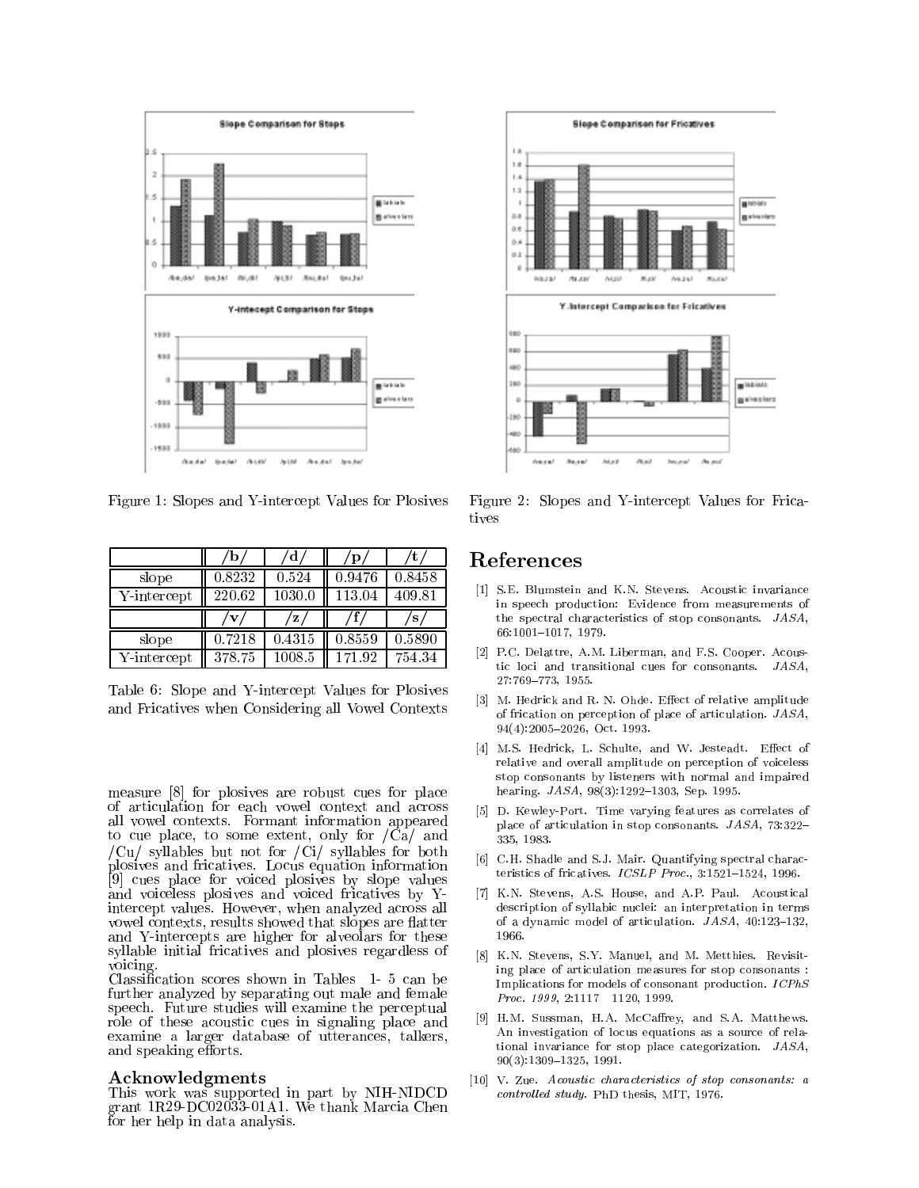Slope Comparison for Stops

labials
alveolars

Y-intecept Comparison for Stops

labials
alveolars

Figure 1: Slopes and Y-intercept Values for Plosives

Slope Comparison for Fricatives

labials
alveolars

Y-Intercept Comparison for Fricatives

labials
alveolars

Figure 2: Slopes and Y-intercept Values for Fricatives

| | /b/ | /d/ | /p/ | /t/ |
|---|---|---|---|---|
| slope | 0.8232 | 0.524 | 0.9476 | 0.8458 |
| Y-intercept | 220.62 | 1030.0 | 113.04 | 409.81 |
| | /v/ | /z/ | /f/ | /s/ |
| slope | 0.7218 | 0.4315 | 0.8559 | 0.5890 |
| Y-intercept | 378.75 | 1008.5 | 171.92 | 754.34 |

Table 6: Slope and Y-intercept Values for Plosives and Fricatives when Considering all Vowel Contexts

measure [8] for plosives are robust cues for place of articulation for each vowel context and across all vowel contexts. Formant information appeared to cue place, to some extent, only for /Ca/ and /Cu/ syllables but not for /Ci/ syllables for both plosives and fricatives. Locus equation information [9] cues place for voiced plosives by slope values and voiceless plosives and voiced fricatives by Y-intercept values. However, when analyzed across all vowel contexts, results showed that slopes are flatter and Y-intercepts are higher for alveolars for these syllable initial fricatives and plosives regardless of voicing.

Classification scores shown in Tables 1- 5 can be further analyzed by separating out male and female speech. Future studies will examine the perceptual role of these acoustic cues in signaling place and examine a larger database of utterances, talkers, and speaking efforts.

### Acknowledgments

This work was supported in part by NIH-NIDCD grant 1R29-DC02033-01A1. We thank Marcia Chen for her help in data analysis.

## References

[1] S.E. Blumstein and K.N. Stevens. Acoustic invariance in speech production: Evidence from measurements of the spectral characteristics of stop consonants. *JASA*, 66:1001–1017, 1979.

[2] P.C. Delattre, A.M. Liberman, and F.S. Cooper. Acoustic loci and transitional cues for consonants. *JASA*, 27:769–773, 1955.

[3] M. Hedrick and R. N. Ohde. Effect of relative amplitude of frication on perception of place of articulation. *JASA*, 94(4):2005–2026, Oct. 1993.

[4] M.S. Hedrick, L. Schulte, and W. Jesteadt. Effect of relative and overall amplitude on perception of voiceless stop consonants by listeners with normal and impaired hearing. *JASA*, 98(3):1292–1303, Sep. 1995.

[5] D. Kewley-Port. Time varying features as correlates of place of articulation in stop consonants. *JASA*, 73:322–335, 1983.

[6] C.H. Shadle and S.J. Mair. Quantifying spectral characteristics of fricatives. *ICSLP Proc.*, 3:1521–1524, 1996.

[7] K.N. Stevens, A.S. House, and A.P. Paul. Acoustical description of syllabic nuclei: an interpretation in terms of a dynamic model of articulation. *JASA*, 40:123–132, 1966.

[8] K.N. Stevens, S.Y. Manuel, and M. Metthies. Revisiting place of articulation measures for stop consonants : Implications for models of consonant production. *ICPhS Proc. 1999*, 2:1117 1120, 1999.

[9] H.M. Sussman, H.A. McCaffrey, and S.A. Matthews. An investigation of locus equations as a source of relational invariance for stop place categorization. *JASA*, 90(3):1309–1325, 1991.

[10] V. Zue. *Acoustic characteristics of stop consonants: a controlled study.* PhD thesis, MIT, 1976.